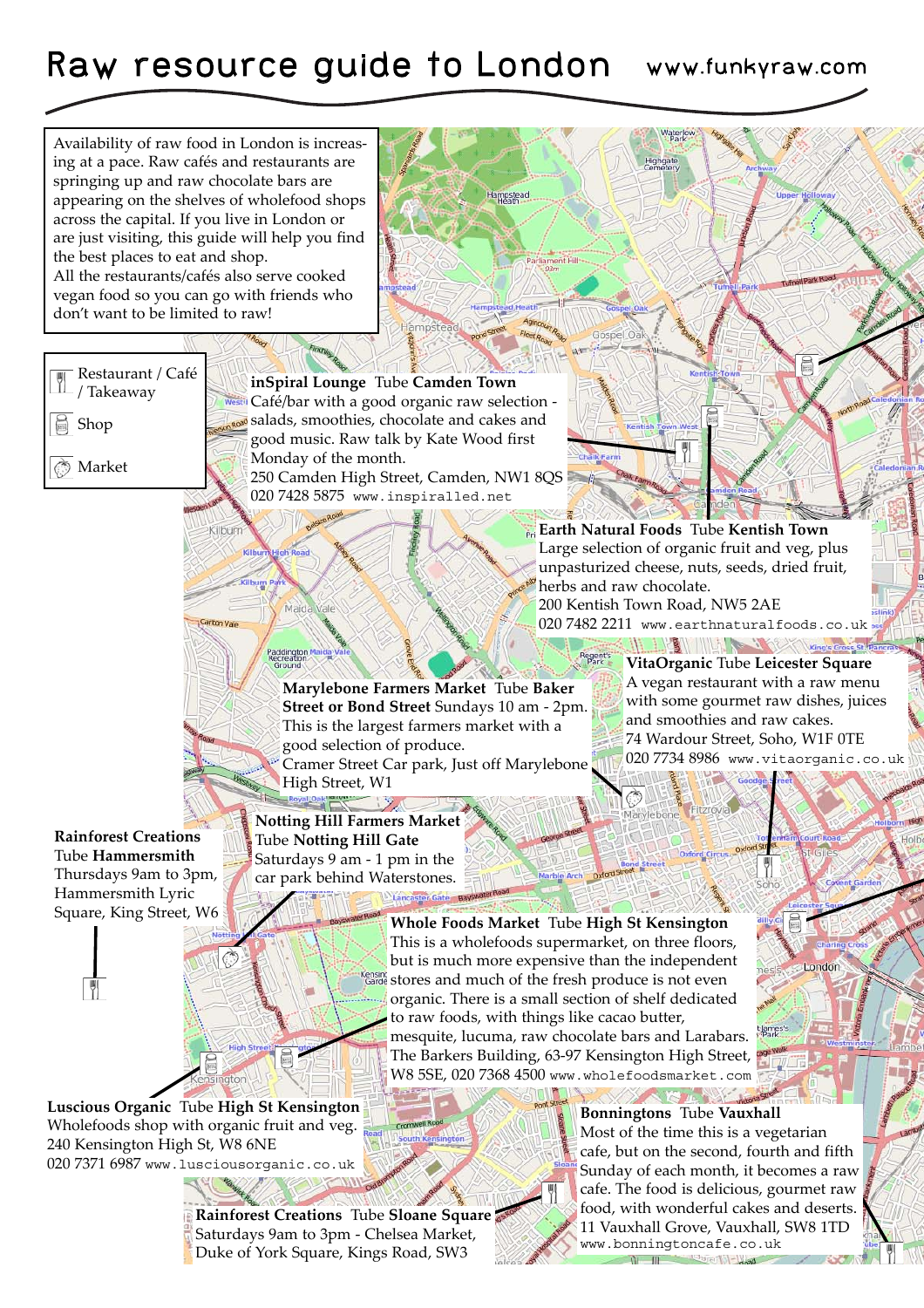# Raw resource guide to London

www.funkyraw.com

Availability of raw food in London is increasing at a pace. Raw cafés and restaurants are springing up and raw chocolate bars are appearing on the shelves of wholefood shops across the capital. If you live in London or are just visiting, this guide will help you find the best places to eat and shop.
All the restaurants/cafés also serve cooked vegan food so you can go with friends who don't want to be limited to raw!

- Restaurant / Café / Takeaway
- Shop
- Market

**inSpiral Lounge** Tube **Camden Town**
Café/bar with a good organic raw selection - salads, smoothies, chocolate and cakes and good music. Raw talk by Kate Wood first Monday of the month.
250 Camden High Street, Camden, NW1 8QS
020 7428 5875 www.inspiralled.net

**Earth Natural Foods** Tube **Kentish Town**
Large selection of organic fruit and veg, plus unpasturized cheese, nuts, seeds, dried fruit, herbs and raw chocolate.
200 Kentish Town Road, NW5 2AE
020 7482 2211 www.earthnaturalfoods.co.uk

**VitaOrganic** Tube **Leicester Square**
A vegan restaurant with a raw menu with some gourmet raw dishes, juices and smoothies and raw cakes.
74 Wardour Street, Soho, W1F 0TE
020 7734 8986 www.vitaorganic.co.uk

**Marylebone Farmers Market** Tube **Baker Street or Bond Street** Sundays 10 am - 2pm.
This is the largest farmers market with a good selection of produce.
Cramer Street Car park, Just off Marylebone High Street, W1

**Notting Hill Farmers Market**
Tube **Notting Hill Gate**
Saturdays 9 am - 1 pm in the car park behind Waterstones.

**Rainforest Creations**
Tube **Hammersmith**
Thursdays 9am to 3pm,
Hammersmith Lyric Square, King Street, W6

**Whole Foods Market** Tube **High St Kensington**
This is a wholefoods supermarket, on three floors, but is much more expensive than the independent stores and much of the fresh produce is not even organic. There is a small section of shelf dedicated to raw foods, with things like cacao butter, mesquite, lucuma, raw chocolate bars and Larabars.
The Barkers Building, 63-97 Kensington High Street, W8 5SE, 020 7368 4500 www.wholefoodsmarket.com

**Luscious Organic** Tube **High St Kensington**
Wholefoods shop with organic fruit and veg.
240 Kensington High St, W8 6NE
020 7371 6987 www.lusciousorganic.co.uk

**Bonningtons** Tube **Vauxhall**
Most of the time this is a vegetarian cafe, but on the second, fourth and fifth Sunday of each month, it becomes a raw cafe. The food is delicious, gourmet raw food, with wonderful cakes and deserts.
11 Vauxhall Grove, Vauxhall, SW8 1TD
www.bonningtoncafe.co.uk

**Rainforest Creations** Tube **Sloane Square**
Saturdays 9am to 3pm - Chelsea Market,
Duke of York Square, Kings Road, SW3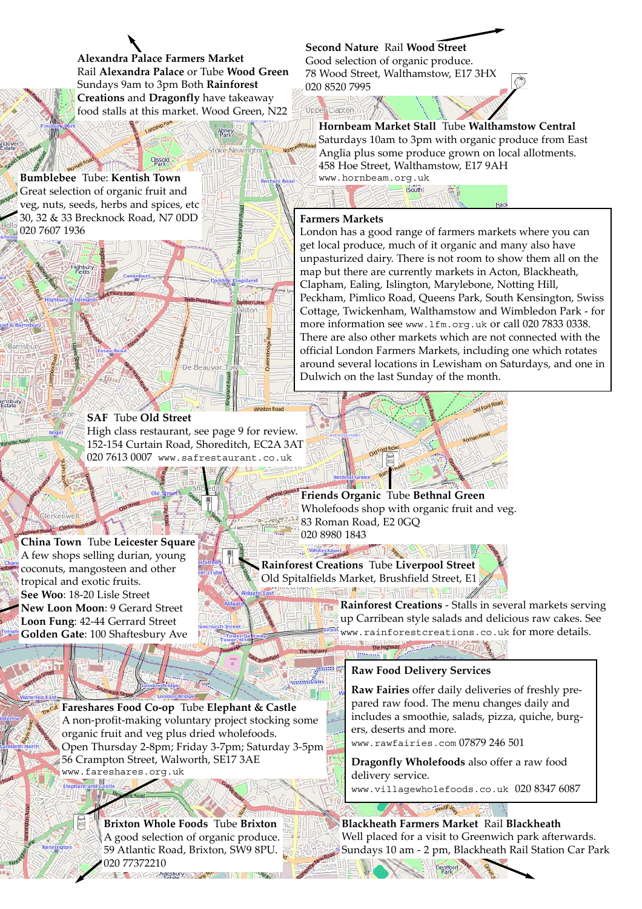**Alexandra Palace Farmers Market**
Rail **Alexandra Palace** or Tube **Wood Green**
Sundays 9am to 3pm Both **Rainforest Creations** and **Dragonfly** have takeaway food stalls at this market. Wood Green, N22

**Second Nature** Rail **Wood Street**
Good selection of organic produce.
78 Wood Street, Walthamstow, E17 3HX
020 8520 7995

**Hornbeam Market Stall** Tube **Walthamstow Central**
Saturdays 10am to 3pm with organic produce from East Anglia plus some produce grown on local allotments.
458 Hoe Street, Walthamstow, E17 9AH
www.hornbeam.org.uk

**Bumblebee** Tube: **Kentish Town**
Great selection of organic fruit and veg, nuts, seeds, herbs and spices, etc
30, 32 & 33 Brecknock Road, N7 0DD
020 7607 1936

**Farmers Markets**
London has a good range of farmers markets where you can get local produce, much of it organic and many also have unpasturized dairy. There is not room to show them all on the map but there are currently markets in Acton, Blackheath, Clapham, Ealing, Islington, Marylebone, Notting Hill, Peckham, Pimlico Road, Queens Park, South Kensington, Swiss Cottage, Twickenham, Walthamstow and Wimbledon Park - for more information see www.lfm.org.uk or call 020 7833 0338. There are also other markets which are not connected with the official London Farmers Markets, including one which rotates around several locations in Lewisham on Saturdays, and one in Dulwich on the last Sunday of the month.

**SAF** Tube **Old Street**
High class restaurant, see page 9 for review.
152-154 Curtain Road, Shoreditch, EC2A 3AT
020 7613 0007 www.safrestaurant.co.uk

**Friends Organic** Tube **Bethnal Green**
Wholefoods shop with organic fruit and veg.
83 Roman Road, E2 0GQ
020 8980 1843

**China Town** Tube **Leicester Square**
A few shops selling durian, young coconuts, mangosteen and other tropical and exotic fruits.
**See Woo**: 18-20 Lisle Street
**New Loon Moon**: 9 Gerard Street
**Loon Fung**: 42-44 Gerrard Street
**Golden Gate**: 100 Shaftesbury Ave

**Rainforest Creations** Tube **Liverpool Street**
Old Spitalfields Market, Brushfield Street, E1

**Rainforest Creations** - Stalls in several markets serving up Carribean style salads and delicious raw cakes. See www.rainforestcreations.co.uk for more details.

**Raw Food Delivery Services**

**Raw Fairies** offer daily deliveries of freshly prepared raw food. The menu changes daily and includes a smoothie, salads, pizza, quiche, burgers, deserts and more.
www.rawfairies.com 07879 246 501

**Dragonfly Wholefoods** also offer a raw food delivery service.
www.villagewholefoods.co.uk 020 8347 6087

**Fareshares Food Co-op** Tube **Elephant & Castle**
A non-profit-making voluntary project stocking some organic fruit and veg plus dried wholefoods.
Open Thursday 2-8pm; Friday 3-7pm; Saturday 3-5pm
56 Crampton Street, Walworth, SE17 3AE
www.fareshares.org.uk

**Brixton Whole Foods** Tube **Brixton**
A good selection of organic produce.
59 Atlantic Road, Brixton, SW9 8PU.
020 77372210

**Blackheath Farmers Market** Rail **Blackheath**
Well placed for a visit to Greenwich park afterwards.
Sundays 10 am - 2 pm, Blackheath Rail Station Car Park